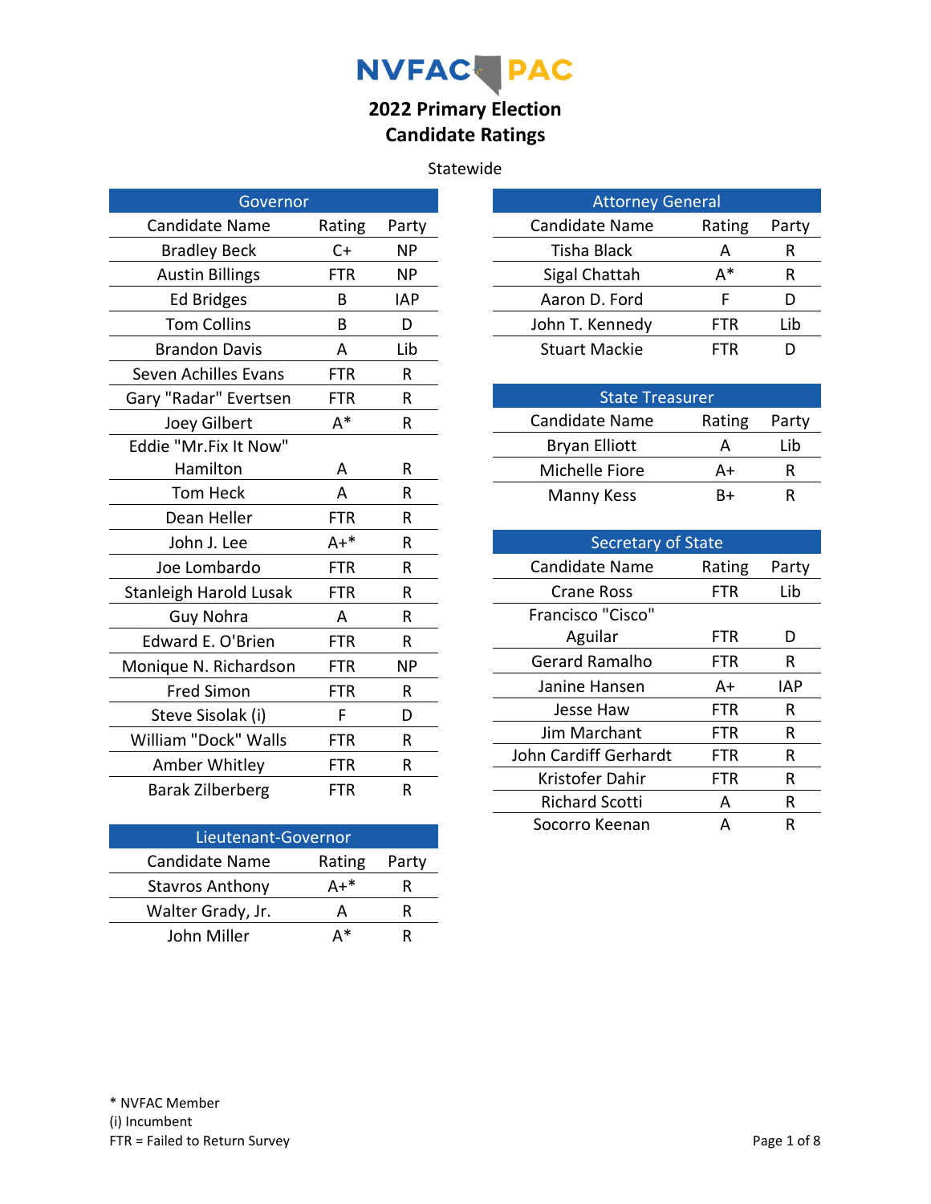# NVFAC PAC

## 2022 Primary Election
## Candidate Ratings

Statewide

### Governor

| Candidate Name | Rating | Party |
|---|---|---|
| Bradley Beck | C+ | NP |
| Austin Billings | FTR | NP |
| Ed Bridges | B | IAP |
| Tom Collins | B | D |
| Brandon Davis | A | Lib |
| Seven Achilles Evans | FTR | R |
| Gary "Radar" Evertsen | FTR | R |
| Joey Gilbert | A* | R |
| Eddie "Mr.Fix It Now" Hamilton | A | R |
| Tom Heck | A | R |
| Dean Heller | FTR | R |
| John J. Lee | A+* | R |
| Joe Lombardo | FTR | R |
| Stanleigh Harold Lusak | FTR | R |
| Guy Nohra | A | R |
| Edward E. O'Brien | FTR | R |
| Monique N. Richardson | FTR | NP |
| Fred Simon | FTR | R |
| Steve Sisolak (i) | F | D |
| William "Dock" Walls | FTR | R |
| Amber Whitley | FTR | R |
| Barak Zilberberg | FTR | R |

### Lieutenant-Governor

| Candidate Name | Rating | Party |
|---|---|---|
| Stavros Anthony | A+* | R |
| Walter Grady, Jr. | A | R |
| John Miller | A* | R |

### Attorney General

| Candidate Name | Rating | Party |
|---|---|---|
| Tisha Black | A | R |
| Sigal Chattah | A* | R |
| Aaron D. Ford | F | D |
| John T. Kennedy | FTR | Lib |
| Stuart Mackie | FTR | D |

### State Treasurer

| Candidate Name | Rating | Party |
|---|---|---|
| Bryan Elliott | A | Lib |
| Michelle Fiore | A+ | R |
| Manny Kess | B+ | R |

### Secretary of State

| Candidate Name | Rating | Party |
|---|---|---|
| Crane Ross | FTR | Lib |
| Francisco "Cisco" Aguilar | FTR | D |
| Gerard Ramalho | FTR | R |
| Janine Hansen | A+ | IAP |
| Jesse Haw | FTR | R |
| Jim Marchant | FTR | R |
| John Cardiff Gerhardt | FTR | R |
| Kristofer Dahir | FTR | R |
| Richard Scotti | A | R |
| Socorro Keenan | A | R |

\* NVFAC Member
(i) Incumbent
FTR = Failed to Return Survey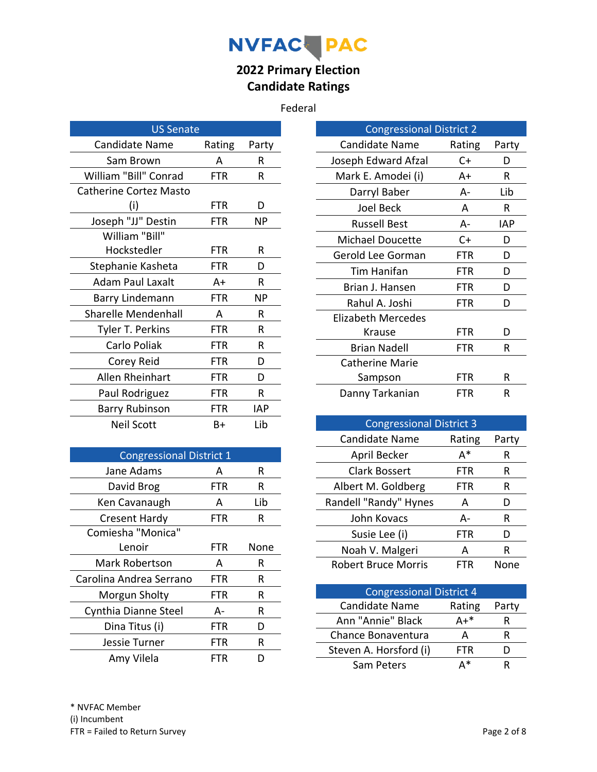# NVFAC PAC

## 2022 Primary Election
## Candidate Ratings

Federal

### US Senate

| Candidate Name | Rating | Party |
|---|---|---|
| Sam Brown | A | R |
| William "Bill" Conrad | FTR | R |
| Catherine Cortez Masto (i) | FTR | D |
| Joseph "JJ" Destin | FTR | NP |
| William "Bill" Hockstedler | FTR | R |
| Stephanie Kasheta | FTR | D |
| Adam Paul Laxalt | A+ | R |
| Barry Lindemann | FTR | NP |
| Sharelle Mendenhall | A | R |
| Tyler T. Perkins | FTR | R |
| Carlo Poliak | FTR | R |
| Corey Reid | FTR | D |
| Allen Rheinhart | FTR | D |
| Paul Rodriguez | FTR | R |
| Barry Rubinson | FTR | IAP |
| Neil Scott | B+ | Lib |

### Congressional District 1

| Candidate Name | Rating | Party |
|---|---|---|
| Jane Adams | A | R |
| David Brog | FTR | R |
| Ken Cavanaugh | A | Lib |
| Cresent Hardy | FTR | R |
| Comiesha "Monica" Lenoir | FTR | None |
| Mark Robertson | A | R |
| Carolina Andrea Serrano | FTR | R |
| Morgun Sholty | FTR | R |
| Cynthia Dianne Steel | A- | R |
| Dina Titus (i) | FTR | D |
| Jessie Turner | FTR | R |
| Amy Vilela | FTR | D |

### Congressional District 2

| Candidate Name | Rating | Party |
|---|---|---|
| Joseph Edward Afzal | C+ | D |
| Mark E. Amodei (i) | A+ | R |
| Darryl Baber | A- | Lib |
| Joel Beck | A | R |
| Russell Best | A- | IAP |
| Michael Doucette | C+ | D |
| Gerold Lee Gorman | FTR | D |
| Tim Hanifan | FTR | D |
| Brian J. Hansen | FTR | D |
| Rahul A. Joshi | FTR | D |
| Elizabeth Mercedes Krause | FTR | D |
| Brian Nadell | FTR | R |
| Catherine Marie Sampson | FTR | R |
| Danny Tarkanian | FTR | R |

### Congressional District 3

| Candidate Name | Rating | Party |
|---|---|---|
| April Becker | A* | R |
| Clark Bossert | FTR | R |
| Albert M. Goldberg | FTR | R |
| Randell "Randy" Hynes | A | D |
| John Kovacs | A- | R |
| Susie Lee (i) | FTR | D |
| Noah V. Malgeri | A | R |
| Robert Bruce Morris | FTR | None |

### Congressional District 4

| Candidate Name | Rating | Party |
|---|---|---|
| Ann "Annie" Black | A+* | R |
| Chance Bonaventura | A | R |
| Steven A. Horsford (i) | FTR | D |
| Sam Peters | A* | R |

* NVFAC Member
(i) Incumbent
FTR = Failed to Return Survey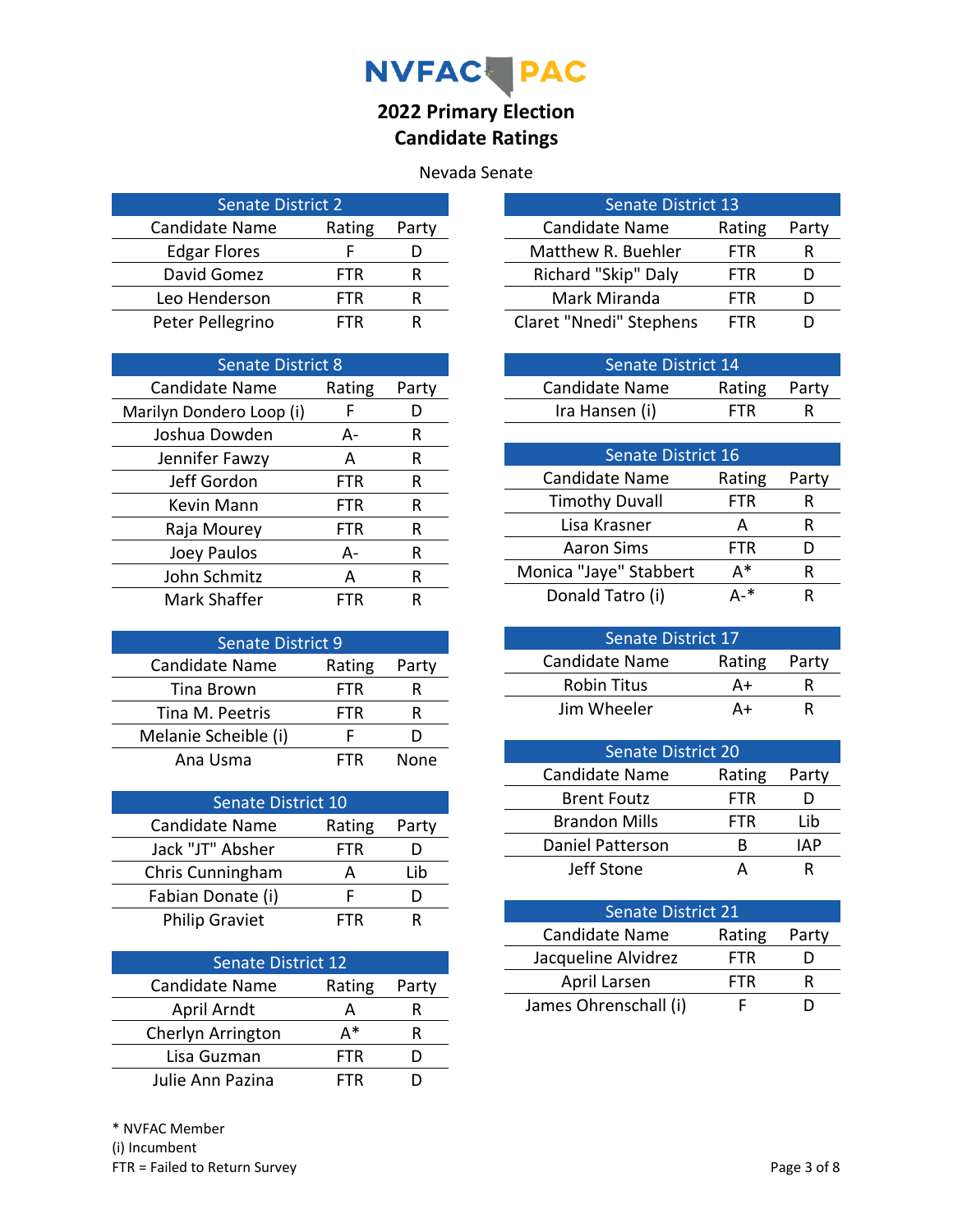# NVFAC PAC

## 2022 Primary Election
## Candidate Ratings

### Nevada Senate

| Senate District 2 | | |
|---|---|---|
| Candidate Name | Rating | Party |
| Edgar Flores | F | D |
| David Gomez | FTR | R |
| Leo Henderson | FTR | R |
| Peter Pellegrino | FTR | R |

| Senate District 8 | | |
|---|---|---|
| Candidate Name | Rating | Party |
| Marilyn Dondero Loop (i) | F | D |
| Joshua Dowden | A- | R |
| Jennifer Fawzy | A | R |
| Jeff Gordon | FTR | R |
| Kevin Mann | FTR | R |
| Raja Mourey | FTR | R |
| Joey Paulos | A- | R |
| John Schmitz | A | R |
| Mark Shaffer | FTR | R |

| Senate District 9 | | |
|---|---|---|
| Candidate Name | Rating | Party |
| Tina Brown | FTR | R |
| Tina M. Peetris | FTR | R |
| Melanie Scheible (i) | F | D |
| Ana Usma | FTR | None |

| Senate District 10 | | |
|---|---|---|
| Candidate Name | Rating | Party |
| Jack "JT" Absher | FTR | D |
| Chris Cunningham | A | Lib |
| Fabian Donate (i) | F | D |
| Philip Graviet | FTR | R |

| Senate District 12 | | |
|---|---|---|
| Candidate Name | Rating | Party |
| April Arndt | A | R |
| Cherlyn Arrington | A* | R |
| Lisa Guzman | FTR | D |
| Julie Ann Pazina | FTR | D |

| Senate District 13 | | |
|---|---|---|
| Candidate Name | Rating | Party |
| Matthew R. Buehler | FTR | R |
| Richard "Skip" Daly | FTR | D |
| Mark Miranda | FTR | D |
| Claret "Nnedi" Stephens | FTR | D |

| Senate District 14 | | |
|---|---|---|
| Candidate Name | Rating | Party |
| Ira Hansen (i) | FTR | R |

| Senate District 16 | | |
|---|---|---|
| Candidate Name | Rating | Party |
| Timothy Duvall | FTR | R |
| Lisa Krasner | A | R |
| Aaron Sims | FTR | D |
| Monica "Jaye" Stabbert | A* | R |
| Donald Tatro (i) | A-* | R |

| Senate District 17 | | |
|---|---|---|
| Candidate Name | Rating | Party |
| Robin Titus | A+ | R |
| Jim Wheeler | A+ | R |

| Senate District 20 | | |
|---|---|---|
| Candidate Name | Rating | Party |
| Brent Foutz | FTR | D |
| Brandon Mills | FTR | Lib |
| Daniel Patterson | B | IAP |
| Jeff Stone | A | R |

| Senate District 21 | | |
|---|---|---|
| Candidate Name | Rating | Party |
| Jacqueline Alvidrez | FTR | D |
| April Larsen | FTR | R |
| James Ohrenschall (i) | F | D |

\* NVFAC Member
(i) Incumbent
FTR = Failed to Return Survey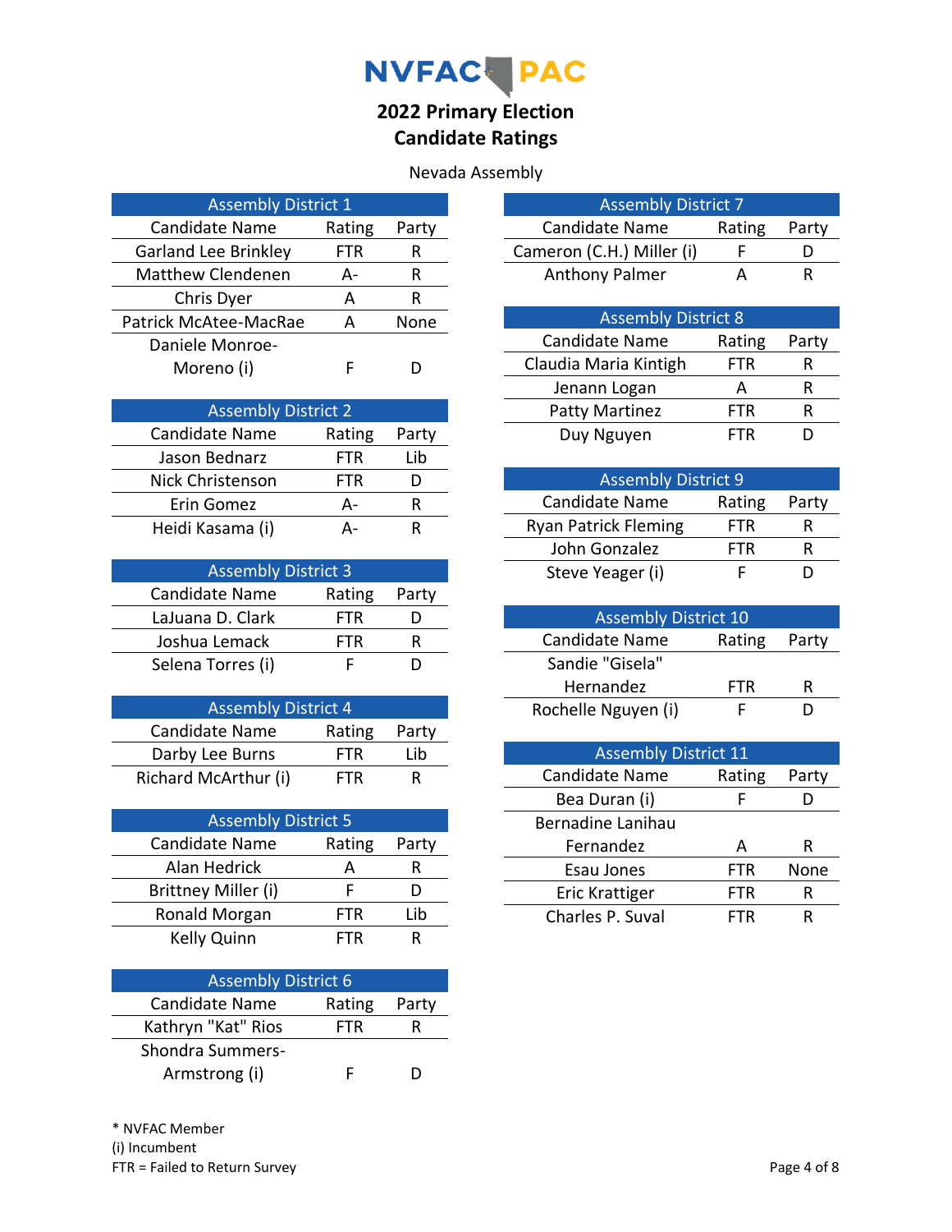# NVFAC PAC

## 2022 Primary Election
## Candidate Ratings

### Nevada Assembly

| Assembly District 1 | | |
|---|---|---|
| Candidate Name | Rating | Party |
| Garland Lee Brinkley | FTR | R |
| Matthew Clendenen | A- | R |
| Chris Dyer | A | R |
| Patrick McAtee-MacRae | A | None |
| Daniele Monroe-Moreno (i) | F | D |

| Assembly District 2 | | |
|---|---|---|
| Candidate Name | Rating | Party |
| Jason Bednarz | FTR | Lib |
| Nick Christenson | FTR | D |
| Erin Gomez | A- | R |
| Heidi Kasama (i) | A- | R |

| Assembly District 3 | | |
|---|---|---|
| Candidate Name | Rating | Party |
| LaJuana D. Clark | FTR | D |
| Joshua Lemack | FTR | R |
| Selena Torres (i) | F | D |

| Assembly District 4 | | |
|---|---|---|
| Candidate Name | Rating | Party |
| Darby Lee Burns | FTR | Lib |
| Richard McArthur (i) | FTR | R |

| Assembly District 5 | | |
|---|---|---|
| Candidate Name | Rating | Party |
| Alan Hedrick | A | R |
| Brittney Miller (i) | F | D |
| Ronald Morgan | FTR | Lib |
| Kelly Quinn | FTR | R |

| Assembly District 6 | | |
|---|---|---|
| Candidate Name | Rating | Party |
| Kathryn "Kat" Rios | FTR | R |
| Shondra Summers-Armstrong (i) | F | D |

| Assembly District 7 | | |
|---|---|---|
| Candidate Name | Rating | Party |
| Cameron (C.H.) Miller (i) | F | D |
| Anthony Palmer | A | R |

| Assembly District 8 | | |
|---|---|---|
| Candidate Name | Rating | Party |
| Claudia Maria Kintigh | FTR | R |
| Jenann Logan | A | R |
| Patty Martinez | FTR | R |
| Duy Nguyen | FTR | D |

| Assembly District 9 | | |
|---|---|---|
| Candidate Name | Rating | Party |
| Ryan Patrick Fleming | FTR | R |
| John Gonzalez | FTR | R |
| Steve Yeager (i) | F | D |

| Assembly District 10 | | |
|---|---|---|
| Candidate Name | Rating | Party |
| Sandie "Gisela" Hernandez | FTR | R |
| Rochelle Nguyen (i) | F | D |

| Assembly District 11 | | |
|---|---|---|
| Candidate Name | Rating | Party |
| Bea Duran (i) | F | D |
| Bernadine Lanihau Fernandez | A | R |
| Esau Jones | FTR | None |
| Eric Krattiger | FTR | R |
| Charles P. Suval | FTR | R |

\* NVFAC Member
(i) Incumbent
FTR = Failed to Return Survey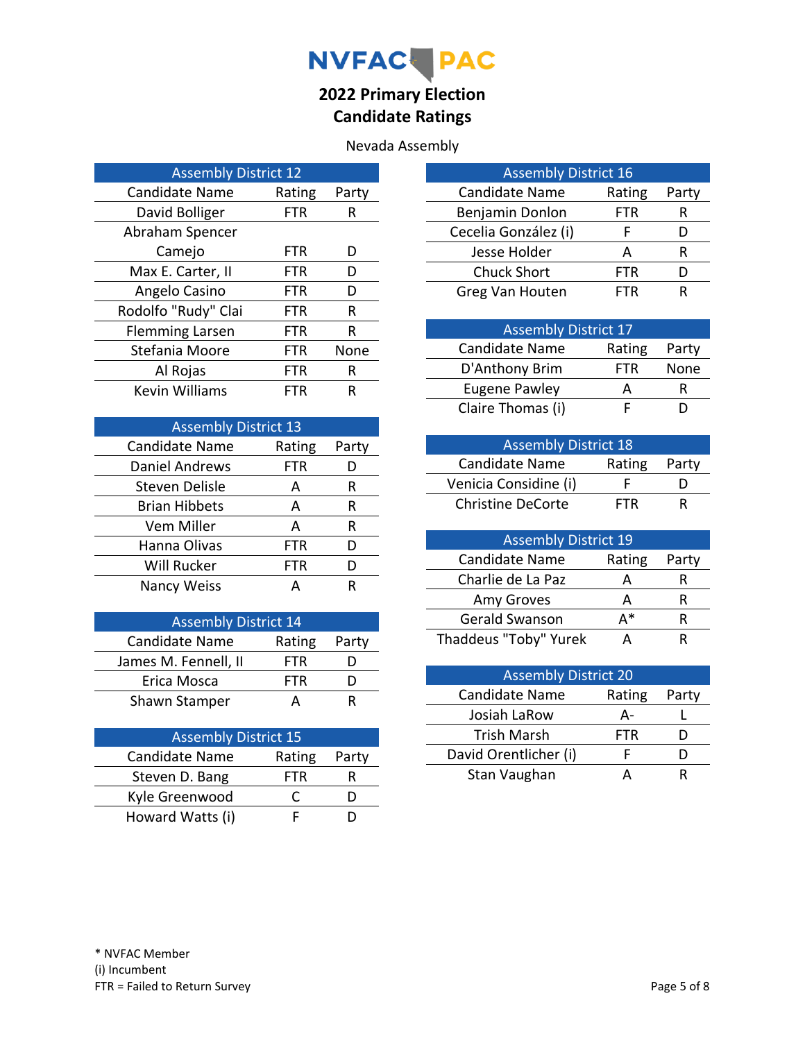# NVFAC PAC

## 2022 Primary Election
## Candidate Ratings

Nevada Assembly

### Assembly District 12

| Candidate Name | Rating | Party |
|---|---|---|
| David Bolliger | FTR | R |
| Abraham Spencer Camejo | FTR | D |
| Max E. Carter, II | FTR | D |
| Angelo Casino | FTR | D |
| Rodolfo "Rudy" Clai | FTR | R |
| Flemming Larsen | FTR | R |
| Stefania Moore | FTR | None |
| Al Rojas | FTR | R |
| Kevin Williams | FTR | R |

### Assembly District 13

| Candidate Name | Rating | Party |
|---|---|---|
| Daniel Andrews | FTR | D |
| Steven Delisle | A | R |
| Brian Hibbets | A | R |
| Vem Miller | A | R |
| Hanna Olivas | FTR | D |
| Will Rucker | FTR | D |
| Nancy Weiss | A | R |

### Assembly District 14

| Candidate Name | Rating | Party |
|---|---|---|
| James M. Fennell, II | FTR | D |
| Erica Mosca | FTR | D |
| Shawn Stamper | A | R |

### Assembly District 15

| Candidate Name | Rating | Party |
|---|---|---|
| Steven D. Bang | FTR | R |
| Kyle Greenwood | C | D |
| Howard Watts (i) | F | D |

### Assembly District 16

| Candidate Name | Rating | Party |
|---|---|---|
| Benjamin Donlon | FTR | R |
| Cecelia González (i) | F | D |
| Jesse Holder | A | R |
| Chuck Short | FTR | D |
| Greg Van Houten | FTR | R |

### Assembly District 17

| Candidate Name | Rating | Party |
|---|---|---|
| D'Anthony Brim | FTR | None |
| Eugene Pawley | A | R |
| Claire Thomas (i) | F | D |

### Assembly District 18

| Candidate Name | Rating | Party |
|---|---|---|
| Venicia Considine (i) | F | D |
| Christine DeCorte | FTR | R |

### Assembly District 19

| Candidate Name | Rating | Party |
|---|---|---|
| Charlie de La Paz | A | R |
| Amy Groves | A | R |
| Gerald Swanson | A* | R |
| Thaddeus "Toby" Yurek | A | R |

### Assembly District 20

| Candidate Name | Rating | Party |
|---|---|---|
| Josiah LaRow | A- | L |
| Trish Marsh | FTR | D |
| David Orentlicher (i) | F | D |
| Stan Vaughan | A | R |

* NVFAC Member
(i) Incumbent
FTR = Failed to Return Survey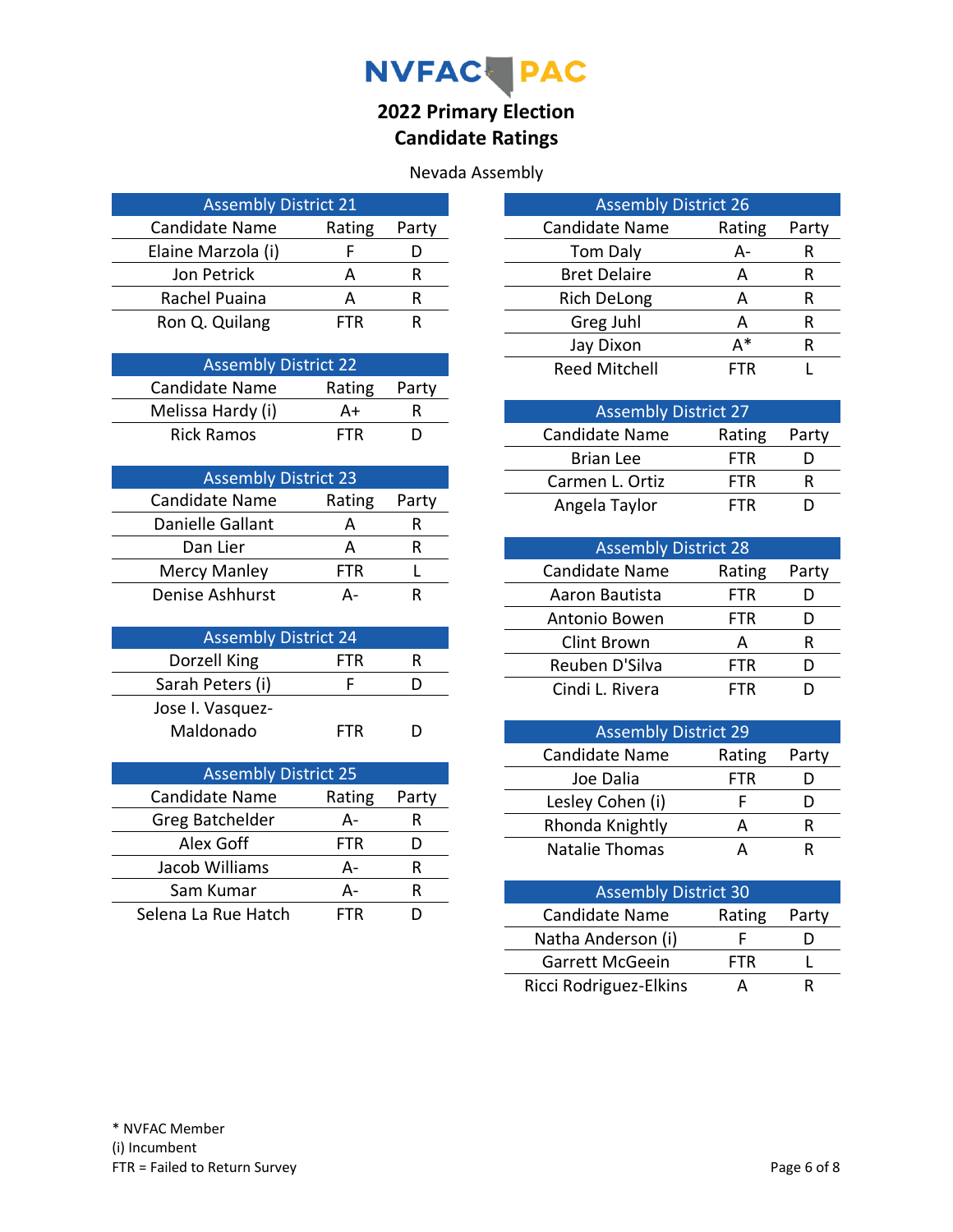# NVFAC PAC

## 2022 Primary Election
## Candidate Ratings

Nevada Assembly

### Assembly District 21

| Candidate Name | Rating | Party |
|---|---|---|
| Elaine Marzola (i) | F | D |
| Jon Petrick | A | R |
| Rachel Puaina | A | R |
| Ron Q. Quilang | FTR | R |

### Assembly District 22

| Candidate Name | Rating | Party |
|---|---|---|
| Melissa Hardy (i) | A+ | R |
| Rick Ramos | FTR | D |

### Assembly District 23

| Candidate Name | Rating | Party |
|---|---|---|
| Danielle Gallant | A | R |
| Dan Lier | A | R |
| Mercy Manley | FTR | L |
| Denise Ashhurst | A- | R |

### Assembly District 24

| Candidate Name | Rating | Party |
|---|---|---|
| Dorzell King | FTR | R |
| Sarah Peters (i) | F | D |
| Jose I. Vasquez-Maldonado | FTR | D |

### Assembly District 25

| Candidate Name | Rating | Party |
|---|---|---|
| Greg Batchelder | A- | R |
| Alex Goff | FTR | D |
| Jacob Williams | A- | R |
| Sam Kumar | A- | R |
| Selena La Rue Hatch | FTR | D |

### Assembly District 26

| Candidate Name | Rating | Party |
|---|---|---|
| Tom Daly | A- | R |
| Bret Delaire | A | R |
| Rich DeLong | A | R |
| Greg Juhl | A | R |
| Jay Dixon | A* | R |
| Reed Mitchell | FTR | L |

### Assembly District 27

| Candidate Name | Rating | Party |
|---|---|---|
| Brian Lee | FTR | D |
| Carmen L. Ortiz | FTR | R |
| Angela Taylor | FTR | D |

### Assembly District 28

| Candidate Name | Rating | Party |
|---|---|---|
| Aaron Bautista | FTR | D |
| Antonio Bowen | FTR | D |
| Clint Brown | A | R |
| Reuben D'Silva | FTR | D |
| Cindi L. Rivera | FTR | D |

### Assembly District 29

| Candidate Name | Rating | Party |
|---|---|---|
| Joe Dalia | FTR | D |
| Lesley Cohen (i) | F | D |
| Rhonda Knightly | A | R |
| Natalie Thomas | A | R |

### Assembly District 30

| Candidate Name | Rating | Party |
|---|---|---|
| Natha Anderson (i) | F | D |
| Garrett McGeein | FTR | L |
| Ricci Rodriguez-Elkins | A | R |

\* NVFAC Member
(i) Incumbent
FTR = Failed to Return Survey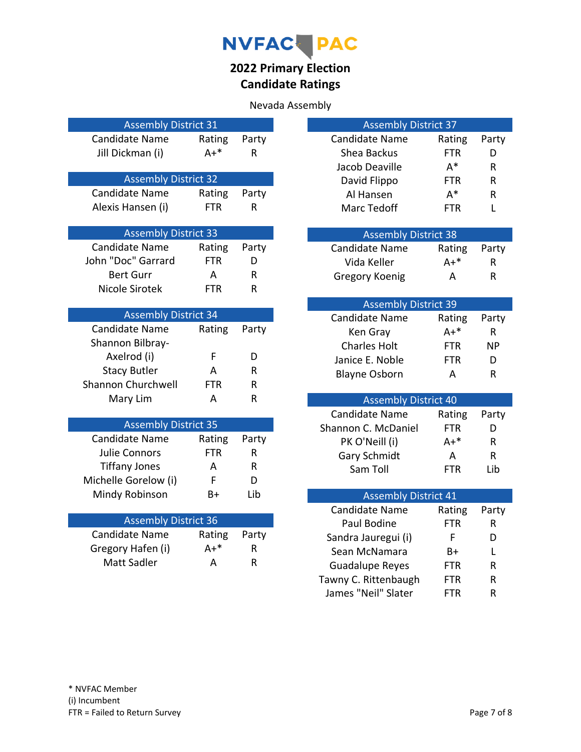# NVFAC PAC

## 2022 Primary Election
## Candidate Ratings

### Nevada Assembly

| Assembly District 31 | | |
|---|---|---|
| Candidate Name | Rating | Party |
| Jill Dickman (i) | A+* | R |

| Assembly District 32 | | |
|---|---|---|
| Candidate Name | Rating | Party |
| Alexis Hansen (i) | FTR | R |

| Assembly District 33 | | |
|---|---|---|
| Candidate Name | Rating | Party |
| John "Doc" Garrard | FTR | D |
| Bert Gurr | A | R |
| Nicole Sirotek | FTR | R |

| Assembly District 34 | | |
|---|---|---|
| Candidate Name | Rating | Party |
| Shannon Bilbray-Axelrod (i) | F | D |
| Stacy Butler | A | R |
| Shannon Churchwell | FTR | R |
| Mary Lim | A | R |

| Assembly District 35 | | |
|---|---|---|
| Candidate Name | Rating | Party |
| Julie Connors | FTR | R |
| Tiffany Jones | A | R |
| Michelle Gorelow (i) | F | D |
| Mindy Robinson | B+ | Lib |

| Assembly District 36 | | |
|---|---|---|
| Candidate Name | Rating | Party |
| Gregory Hafen (i) | A+* | R |
| Matt Sadler | A | R |

| Assembly District 37 | | |
|---|---|---|
| Candidate Name | Rating | Party |
| Shea Backus | FTR | D |
| Jacob Deaville | A* | R |
| David Flippo | FTR | R |
| Al Hansen | A* | R |
| Marc Tedoff | FTR | L |

| Assembly District 38 | | |
|---|---|---|
| Candidate Name | Rating | Party |
| Vida Keller | A+* | R |
| Gregory Koenig | A | R |

| Assembly District 39 | | |
|---|---|---|
| Candidate Name | Rating | Party |
| Ken Gray | A+* | R |
| Charles Holt | FTR | NP |
| Janice E. Noble | FTR | D |
| Blayne Osborn | A | R |

| Assembly District 40 | | |
|---|---|---|
| Candidate Name | Rating | Party |
| Shannon C. McDaniel | FTR | D |
| PK O'Neill (i) | A+* | R |
| Gary Schmidt | A | R |
| Sam Toll | FTR | Lib |

| Assembly District 41 | | |
|---|---|---|
| Candidate Name | Rating | Party |
| Paul Bodine | FTR | R |
| Sandra Jauregui (i) | F | D |
| Sean McNamara | B+ | L |
| Guadalupe Reyes | FTR | R |
| Tawny C. Rittenbaugh | FTR | R |
| James "Neil" Slater | FTR | R |

* NVFAC Member
(i) Incumbent
FTR = Failed to Return Survey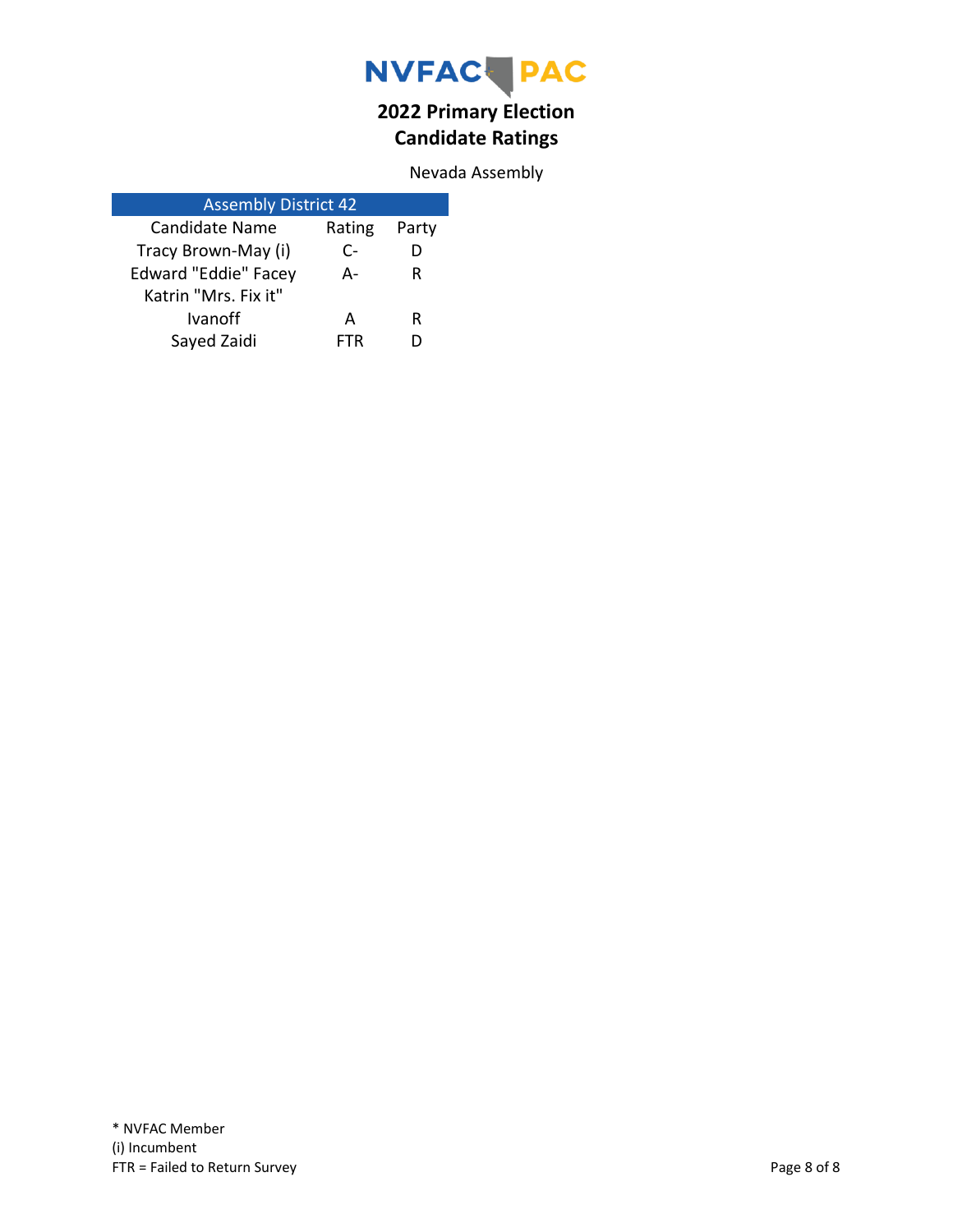# NVFAC PAC

## 2022 Primary Election
## Candidate Ratings

Nevada Assembly

| Assembly District 42 | | |
|---|---|---|
| Candidate Name | Rating | Party |
| Tracy Brown-May (i) | C- | D |
| Edward "Eddie" Facey | A- | R |
| Katrin "Mrs. Fix it" Ivanoff | A | R |
| Sayed Zaidi | FTR | D |

\* NVFAC Member
(i) Incumbent
FTR = Failed to Return Survey